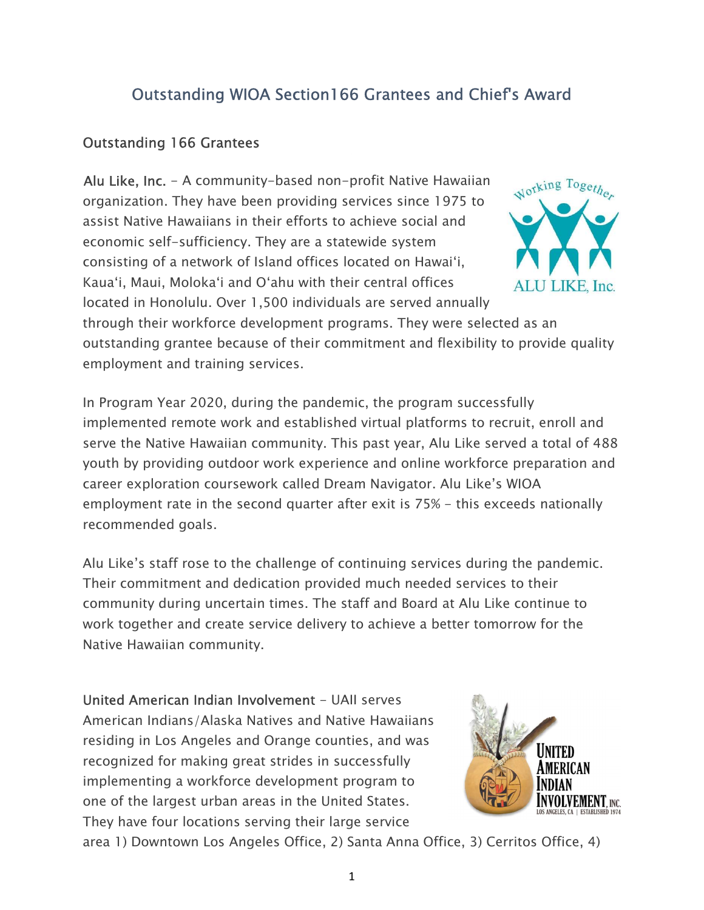# Outstanding WIOA Section166 Grantees and Chief's Award

## Outstanding 166 Grantees

Alu Like, Inc. - A community-based non-profit Native Hawaiian organization. They have been providing services since 1975 to assist Native Hawaiians in their efforts to achieve social and economic self-sufficiency. They are a statewide system consisting of a network of Island offices located on Hawai'i, Kaua'i, Maui, Moloka'i and O'ahu with their central offices located in Honolulu. Over 1,500 individuals are served annually through their workforce development programs. They were selected as an outstanding grantee because of their commitment and flexibility to provide quality employment and training services.

In Program Year 2020, during the pandemic, the program successfully implemented remote work and established virtual platforms to recruit, enroll and serve the Native Hawaiian community. This past year, Alu Like served a total of 488 youth by providing outdoor work experience and online workforce preparation and career exploration coursework called Dream Navigator. Alu Like's WIOA employment rate in the second quarter after exit is 75% - this exceeds nationally recommended goals.

Alu Like's staff rose to the challenge of continuing services during the pandemic. Their commitment and dedication provided much needed services to their community during uncertain times. The staff and Board at Alu Like continue to work together and create service delivery to achieve a better tomorrow for the Native Hawaiian community.

United American Indian Involvement - UAII serves American Indians/Alaska Natives and Native Hawaiians residing in Los Angeles and Orange counties, and was recognized for making great strides in successfully implementing a workforce development program to one of the largest urban areas in the United States. They have four locations serving their large service area 1) Downtown Los Angeles Office, 2) Santa Anna Office, 3) Cerritos Office, 4)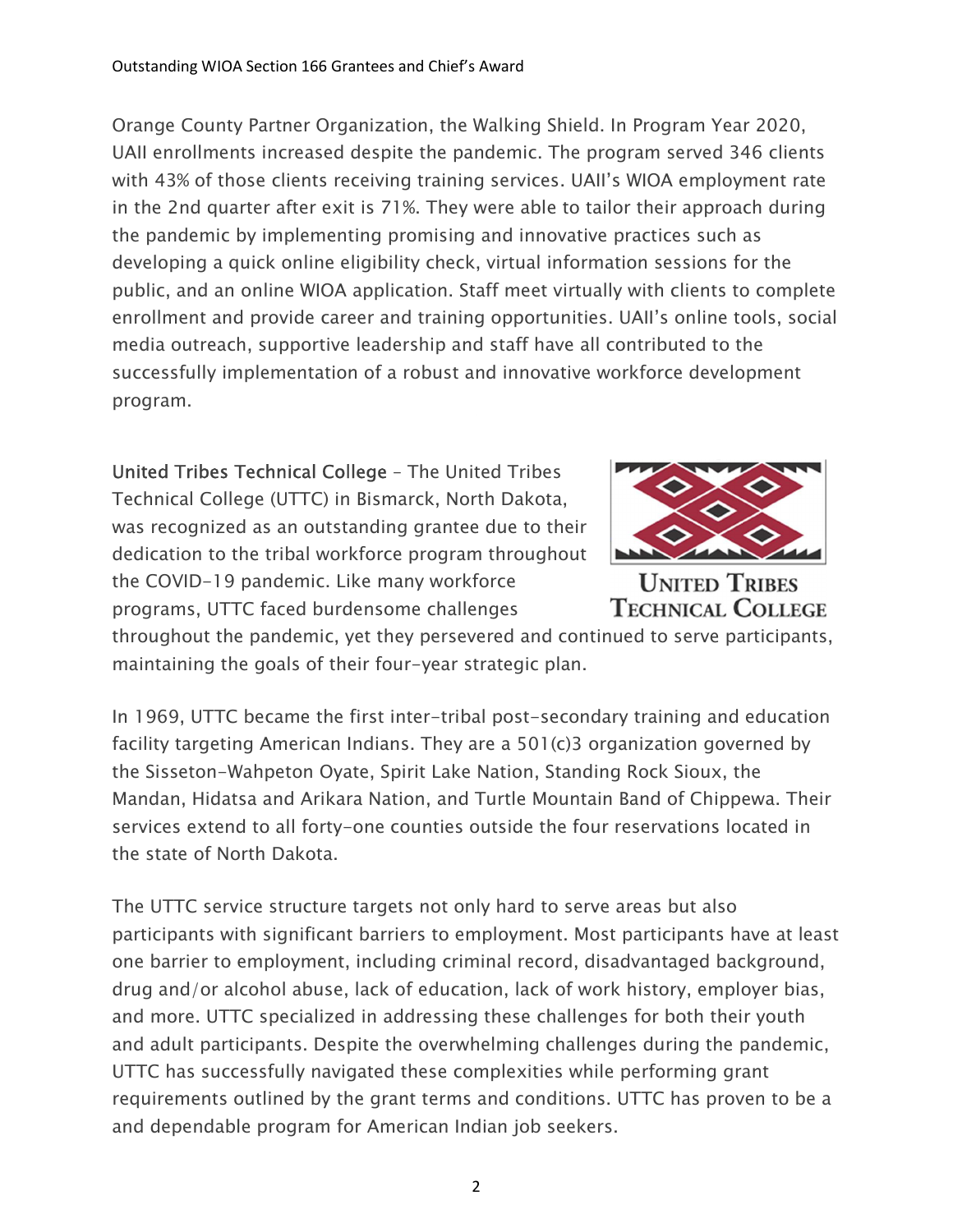Orange County Partner Organization, the Walking Shield. In Program Year 2020, UAII enrollments increased despite the pandemic. The program served 346 clients with 43% of those clients receiving training services. UAII's WIOA employment rate in the 2nd quarter after exit is 71%. They were able to tailor their approach during the pandemic by implementing promising and innovative practices such as developing a quick online eligibility check, virtual information sessions for the public, and an online WIOA application. Staff meet virtually with clients to complete enrollment and provide career and training opportunities. UAII's online tools, social media outreach, supportive leadership and staff have all contributed to the successfully implementation of a robust and innovative workforce development program.

United Tribes Technical College – The United Tribes Technical College (UTTC) in Bismarck, North Dakota, was recognized as an outstanding grantee due to their dedication to the tribal workforce program throughout the COVID-19 pandemic. Like many workforce programs, UTTC faced burdensome challenges throughout the pandemic, yet they persevered and continued to serve participants, maintaining the goals of their four-year strategic plan.

In 1969, UTTC became the first inter-tribal post-secondary training and education facility targeting American Indians. They are a 501(c)3 organization governed by the Sisseton-Wahpeton Oyate, Spirit Lake Nation, Standing Rock Sioux, the Mandan, Hidatsa and Arikara Nation, and Turtle Mountain Band of Chippewa. Their services extend to all forty-one counties outside the four reservations located in the state of North Dakota.

The UTTC service structure targets not only hard to serve areas but also participants with significant barriers to employment. Most participants have at least one barrier to employment, including criminal record, disadvantaged background, drug and/or alcohol abuse, lack of education, lack of work history, employer bias, and more. UTTC specialized in addressing these challenges for both their youth and adult participants. Despite the overwhelming challenges during the pandemic, UTTC has successfully navigated these complexities while performing grant requirements outlined by the grant terms and conditions. UTTC has proven to be a and dependable program for American Indian job seekers.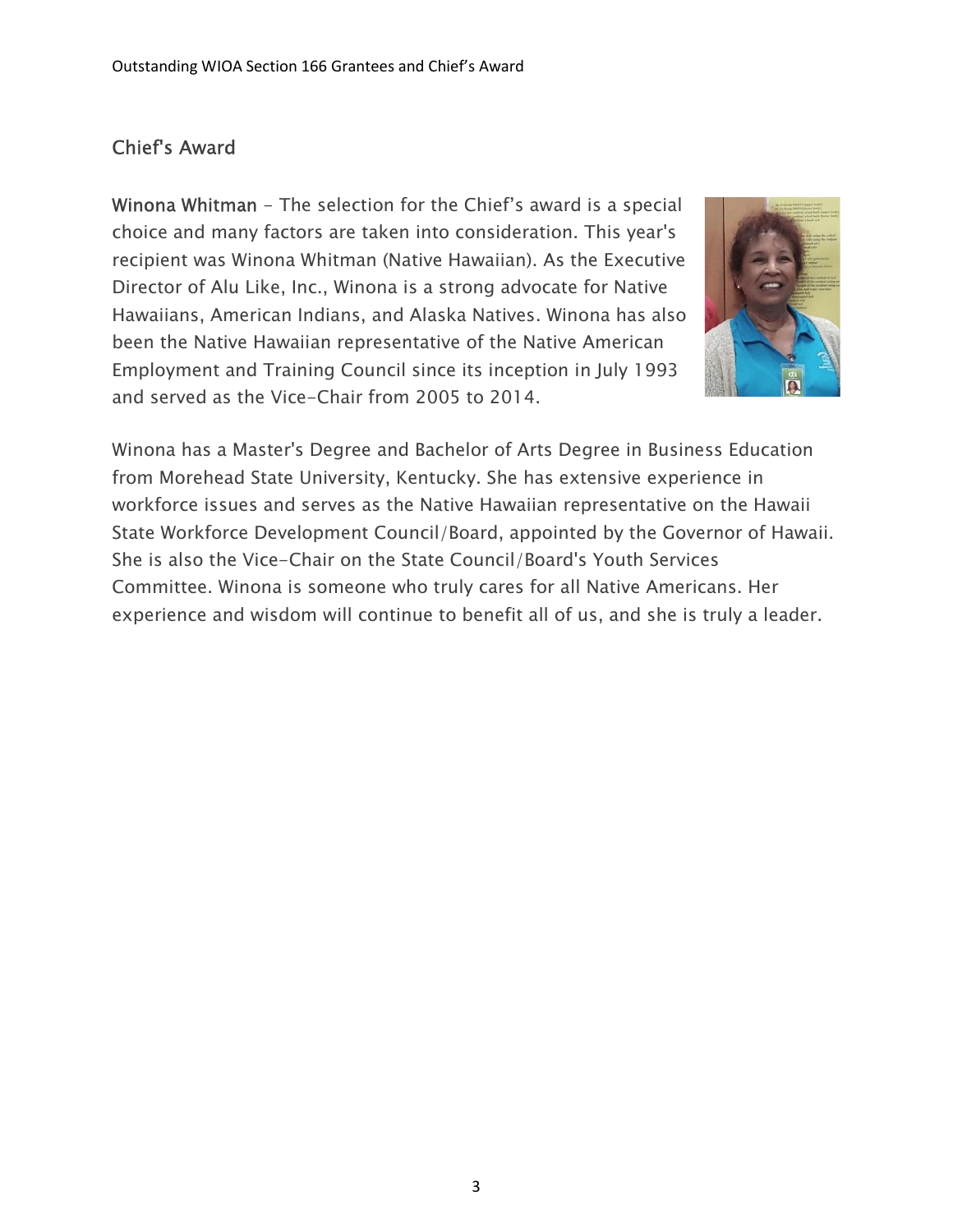## Chief's Award

**Winona Whitman** - The selection for the Chief's award is a special choice and many factors are taken into consideration. This year's recipient was Winona Whitman (Native Hawaiian). As the Executive Director of Alu Like, Inc., Winona is a strong advocate for Native Hawaiians, American Indians, and Alaska Natives. Winona has also been the Native Hawaiian representative of the Native American Employment and Training Council since its inception in July 1993 and served as the Vice-Chair from 2005 to 2014.

Winona has a Master's Degree and Bachelor of Arts Degree in Business Education from Morehead State University, Kentucky. She has extensive experience in workforce issues and serves as the Native Hawaiian representative on the Hawaii State Workforce Development Council/Board, appointed by the Governor of Hawaii. She is also the Vice-Chair on the State Council/Board's Youth Services Committee. Winona is someone who truly cares for all Native Americans. Her experience and wisdom will continue to benefit all of us, and she is truly a leader.